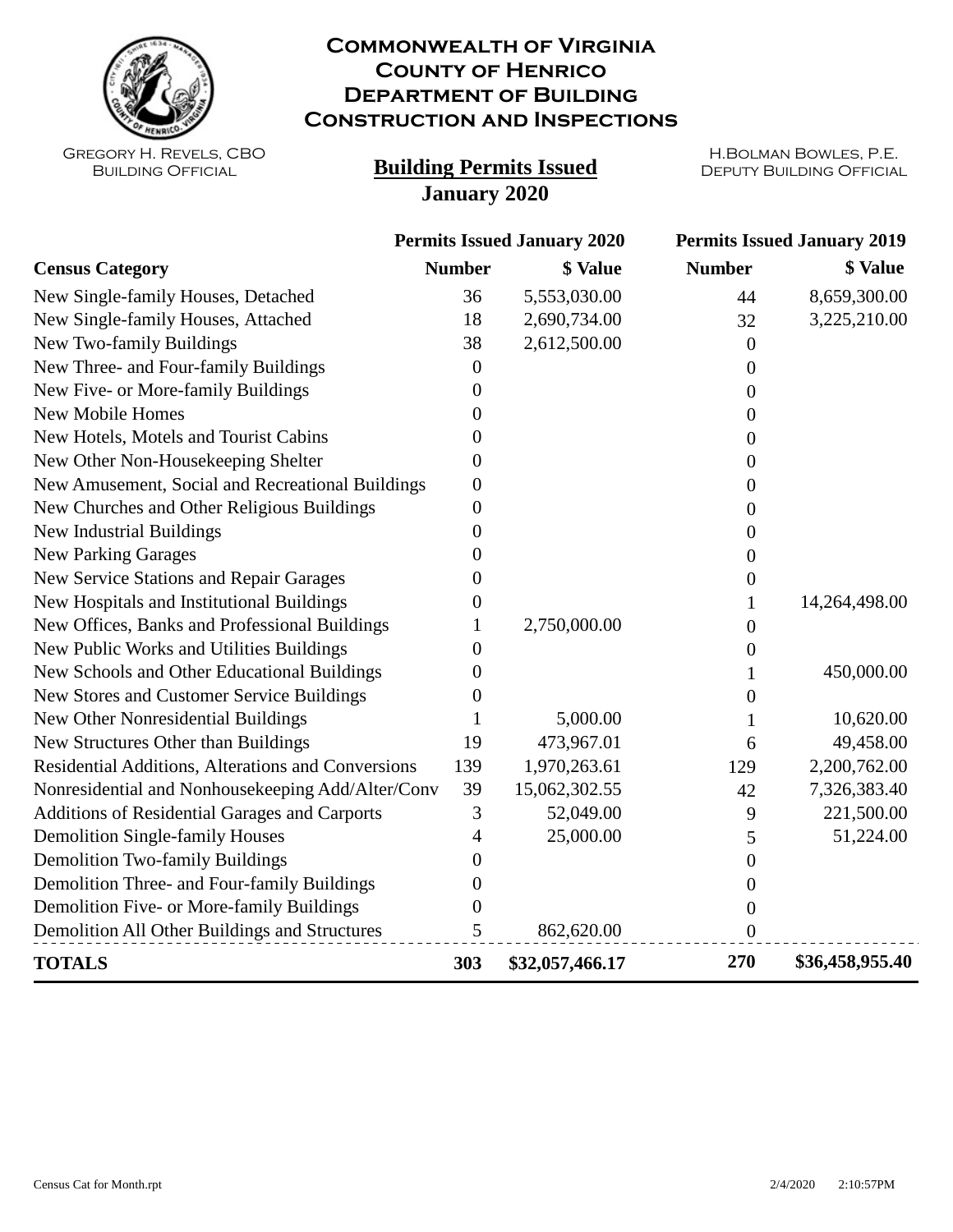# Commonwealth of Virginia
# County of Henrico
# Department of Building Construction and Inspections

Gregory H. Revels, CBO
Building Official

H.Bolman Bowles, P.E.
Deputy Building Official

## Building Permits Issued
## January 2020

| Census Category | Permits Issued January 2020 | | Permits Issued January 2019 | |
|---|---|---|---|---|
| | **Number** | **$ Value** | **Number** | **$ Value** |
| New Single-family Houses, Detached | 36 | 5,553,030.00 | 44 | 8,659,300.00 |
| New Single-family Houses, Attached | 18 | 2,690,734.00 | 32 | 3,225,210.00 |
| New Two-family Buildings | 38 | 2,612,500.00 | 0 | |
| New Three- and Four-family Buildings | 0 | | 0 | |
| New Five- or More-family Buildings | 0 | | 0 | |
| New Mobile Homes | 0 | | 0 | |
| New Hotels, Motels and Tourist Cabins | 0 | | 0 | |
| New Other Non-Housekeeping Shelter | 0 | | 0 | |
| New Amusement, Social and Recreational Buildings | 0 | | 0 | |
| New Churches and Other Religious Buildings | 0 | | 0 | |
| New Industrial Buildings | 0 | | 0 | |
| New Parking Garages | 0 | | 0 | |
| New Service Stations and Repair Garages | 0 | | 0 | |
| New Hospitals and Institutional Buildings | 0 | | 1 | 14,264,498.00 |
| New Offices, Banks and Professional Buildings | 1 | 2,750,000.00 | 0 | |
| New Public Works and Utilities Buildings | 0 | | 0 | |
| New Schools and Other Educational Buildings | 0 | | 1 | 450,000.00 |
| New Stores and Customer Service Buildings | 0 | | 0 | |
| New Other Nonresidential Buildings | 1 | 5,000.00 | 1 | 10,620.00 |
| New Structures Other than Buildings | 19 | 473,967.01 | 6 | 49,458.00 |
| Residential Additions, Alterations and Conversions | 139 | 1,970,263.61 | 129 | 2,200,762.00 |
| Nonresidential and Nonhousekeeping Add/Alter/Conv | 39 | 15,062,302.55 | 42 | 7,326,383.40 |
| Additions of Residential Garages and Carports | 3 | 52,049.00 | 9 | 221,500.00 |
| Demolition Single-family Houses | 4 | 25,000.00 | 5 | 51,224.00 |
| Demolition Two-family Buildings | 0 | | 0 | |
| Demolition Three- and Four-family Buildings | 0 | | 0 | |
| Demolition Five- or More-family Buildings | 0 | | 0 | |
| Demolition All Other Buildings and Structures | 5 | 862,620.00 | 0 | |
| **TOTALS** | **303** | **$32,057,466.17** | **270** | **$36,458,955.40** |

Census Cat for Month.rpt 2/4/2020 2:10:57PM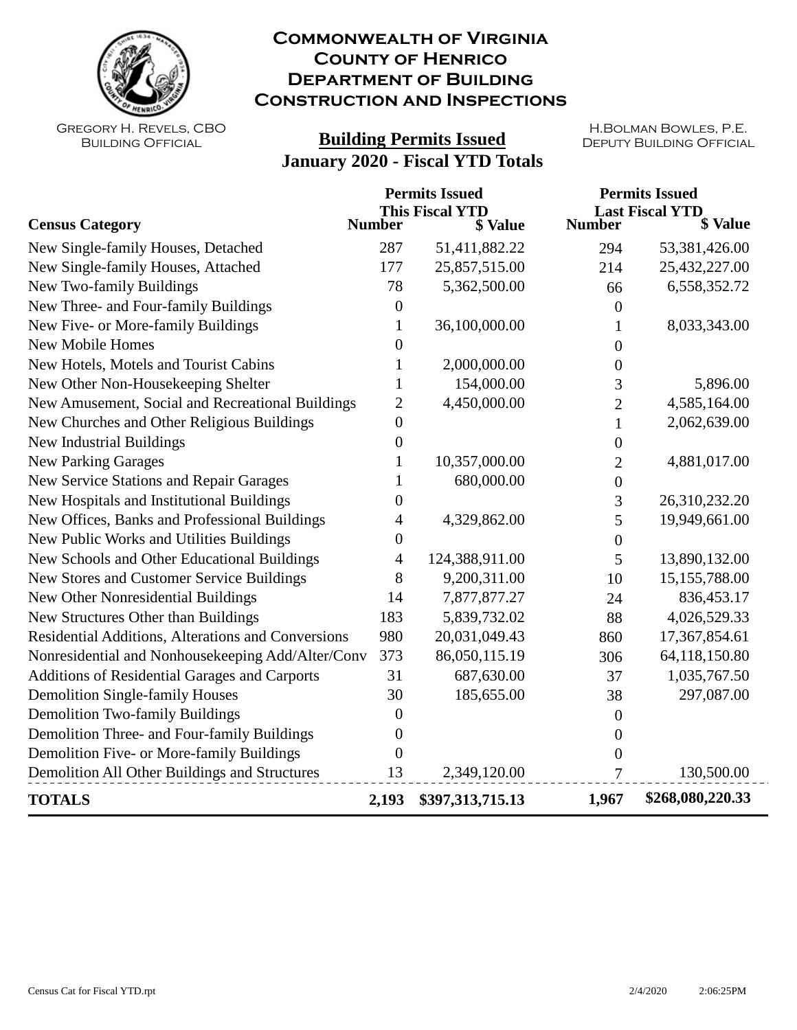# Commonwealth of Virginia
# County of Henrico
# Department of Building Construction and Inspections

Gregory H. Revels, CBO
Building Official

H.Bolman Bowles, P.E.
Deputy Building Official

## Building Permits Issued
## January 2020 - Fiscal YTD Totals

| Census Category | Permits Issued This Fiscal YTD Number | $ Value | Permits Issued Last Fiscal YTD Number | $ Value |
|---|---|---|---|---|
| New Single-family Houses, Detached | 287 | 51,411,882.22 | 294 | 53,381,426.00 |
| New Single-family Houses, Attached | 177 | 25,857,515.00 | 214 | 25,432,227.00 |
| New Two-family Buildings | 78 | 5,362,500.00 | 66 | 6,558,352.72 |
| New Three- and Four-family Buildings | 0 | | 0 | |
| New Five- or More-family Buildings | 1 | 36,100,000.00 | 1 | 8,033,343.00 |
| New Mobile Homes | 0 | | 0 | |
| New Hotels, Motels and Tourist Cabins | 1 | 2,000,000.00 | 0 | |
| New Other Non-Housekeeping Shelter | 1 | 154,000.00 | 3 | 5,896.00 |
| New Amusement, Social and Recreational Buildings | 2 | 4,450,000.00 | 2 | 4,585,164.00 |
| New Churches and Other Religious Buildings | 0 | | 1 | 2,062,639.00 |
| New Industrial Buildings | 0 | | 0 | |
| New Parking Garages | 1 | 10,357,000.00 | 2 | 4,881,017.00 |
| New Service Stations and Repair Garages | 1 | 680,000.00 | 0 | |
| New Hospitals and Institutional Buildings | 0 | | 3 | 26,310,232.20 |
| New Offices, Banks and Professional Buildings | 4 | 4,329,862.00 | 5 | 19,949,661.00 |
| New Public Works and Utilities Buildings | 0 | | 0 | |
| New Schools and Other Educational Buildings | 4 | 124,388,911.00 | 5 | 13,890,132.00 |
| New Stores and Customer Service Buildings | 8 | 9,200,311.00 | 10 | 15,155,788.00 |
| New Other Nonresidential Buildings | 14 | 7,877,877.27 | 24 | 836,453.17 |
| New Structures Other than Buildings | 183 | 5,839,732.02 | 88 | 4,026,529.33 |
| Residential Additions, Alterations and Conversions | 980 | 20,031,049.43 | 860 | 17,367,854.61 |
| Nonresidential and Nonhousekeeping Add/Alter/Conv | 373 | 86,050,115.19 | 306 | 64,118,150.80 |
| Additions of Residential Garages and Carports | 31 | 687,630.00 | 37 | 1,035,767.50 |
| Demolition Single-family Houses | 30 | 185,655.00 | 38 | 297,087.00 |
| Demolition Two-family Buildings | 0 | | 0 | |
| Demolition Three- and Four-family Buildings | 0 | | 0 | |
| Demolition Five- or More-family Buildings | 0 | | 0 | |
| Demolition All Other Buildings and Structures | 13 | 2,349,120.00 | 7 | 130,500.00 |
| **TOTALS** | **2,193** | **$397,313,715.13** | **1,967** | **$268,080,220.33** |

Census Cat for Fiscal YTD.rpt 2/4/2020 2:06:25PM